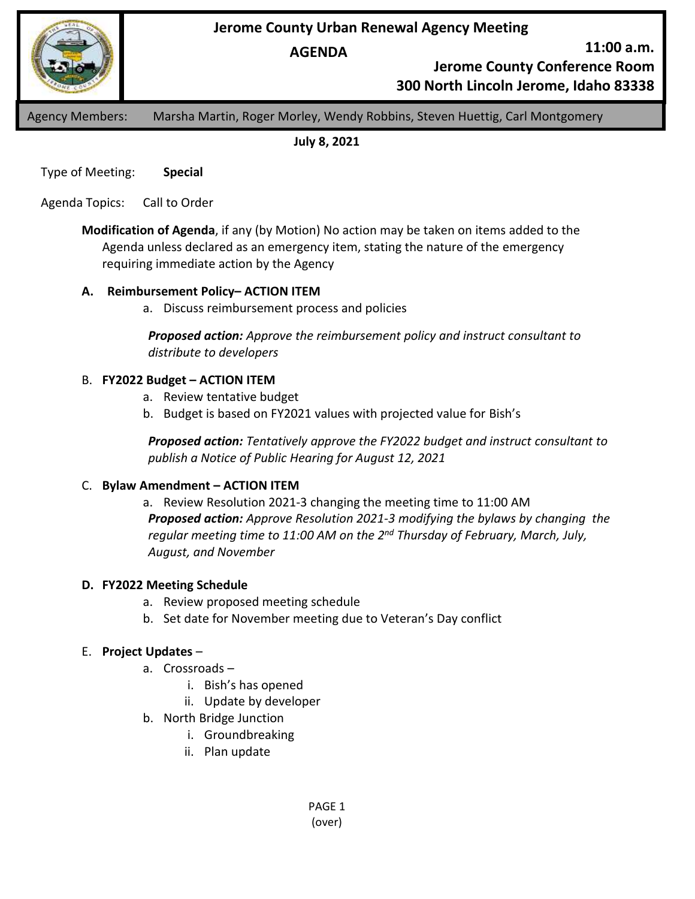# Jerome County Urban Renewal Agency Meeting

## AGENDA

**11:00 a.m.**
**Jerome County Conference Room**
**300 North Lincoln Jerome, Idaho 83338**

Agency Members: Marsha Martin, Roger Morley, Wendy Robbins, Steven Huettig, Carl Montgomery

**July 8, 2021**

Type of Meeting: **Special**

Agenda Topics: Call to Order

**Modification of Agenda**, if any (by Motion) No action may be taken on items added to the Agenda unless declared as an emergency item, stating the nature of the emergency requiring immediate action by the Agency

**A. Reimbursement Policy– ACTION ITEM**

a. Discuss reimbursement process and policies

***Proposed action:*** *Approve the reimbursement policy and instruct consultant to distribute to developers*

B. **FY2022 Budget – ACTION ITEM**

a. Review tentative budget
b. Budget is based on FY2021 values with projected value for Bish's

***Proposed action:*** *Tentatively approve the FY2022 budget and instruct consultant to publish a Notice of Public Hearing for August 12, 2021*

C. **Bylaw Amendment – ACTION ITEM**

a. Review Resolution 2021-3 changing the meeting time to 11:00 AM

***Proposed action:*** *Approve Resolution 2021-3 modifying the bylaws by changing the regular meeting time to 11:00 AM on the 2nd Thursday of February, March, July, August, and November*

**D. FY2022 Meeting Schedule**

a. Review proposed meeting schedule
b. Set date for November meeting due to Veteran's Day conflict

E. **Project Updates** –

a. Crossroads –
   i. Bish's has opened
   ii. Update by developer
b. North Bridge Junction
   i. Groundbreaking
   ii. Plan update

(over)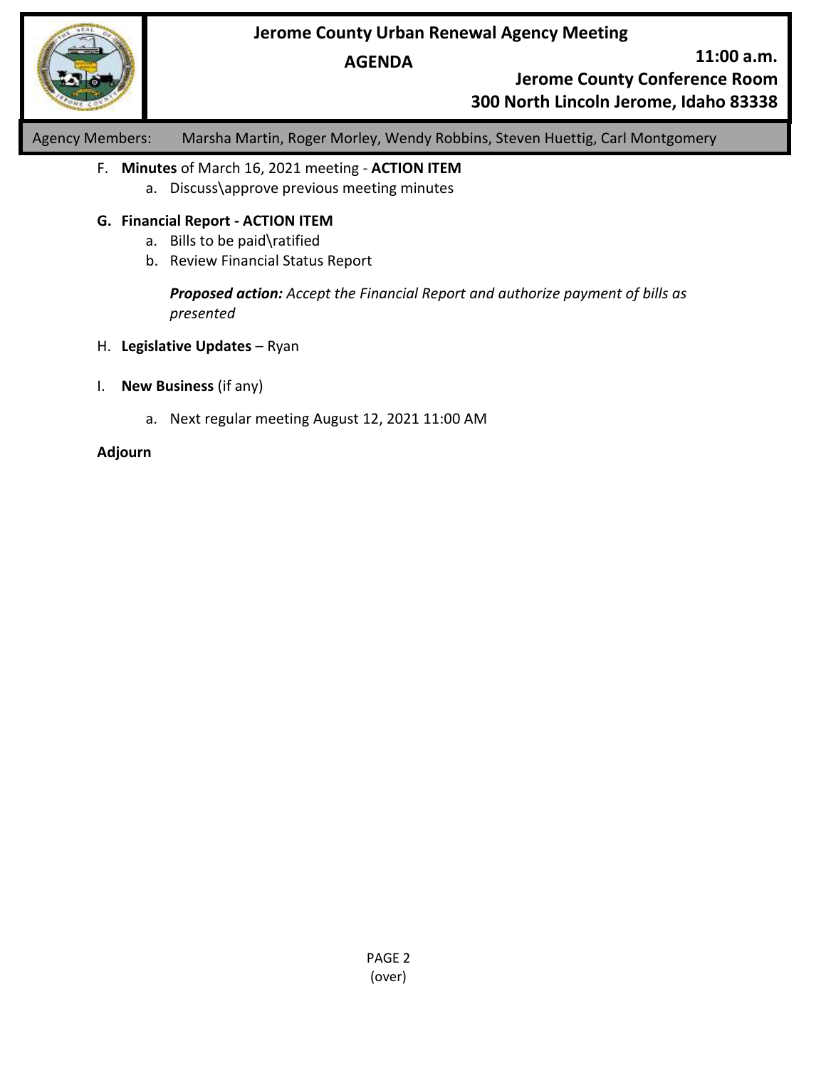**Jerome County Urban Renewal Agency Meeting**

**AGENDA**

**11:00 a.m.**
**Jerome County Conference Room**
**300 North Lincoln Jerome, Idaho 83338**

Agency Members: Marsha Martin, Roger Morley, Wendy Robbins, Steven Huettig, Carl Montgomery

F. **Minutes** of March 16, 2021 meeting - **ACTION ITEM**
   a. Discuss\approve previous meeting minutes

**G. Financial Report - ACTION ITEM**
   a. Bills to be paid\ratified
   b. Review Financial Status Report

   ***Proposed action:*** *Accept the Financial Report and authorize payment of bills as presented*

H. **Legislative Updates** – Ryan

I. **New Business** (if any)

   a. Next regular meeting August 12, 2021 11:00 AM

**Adjourn**

(over)